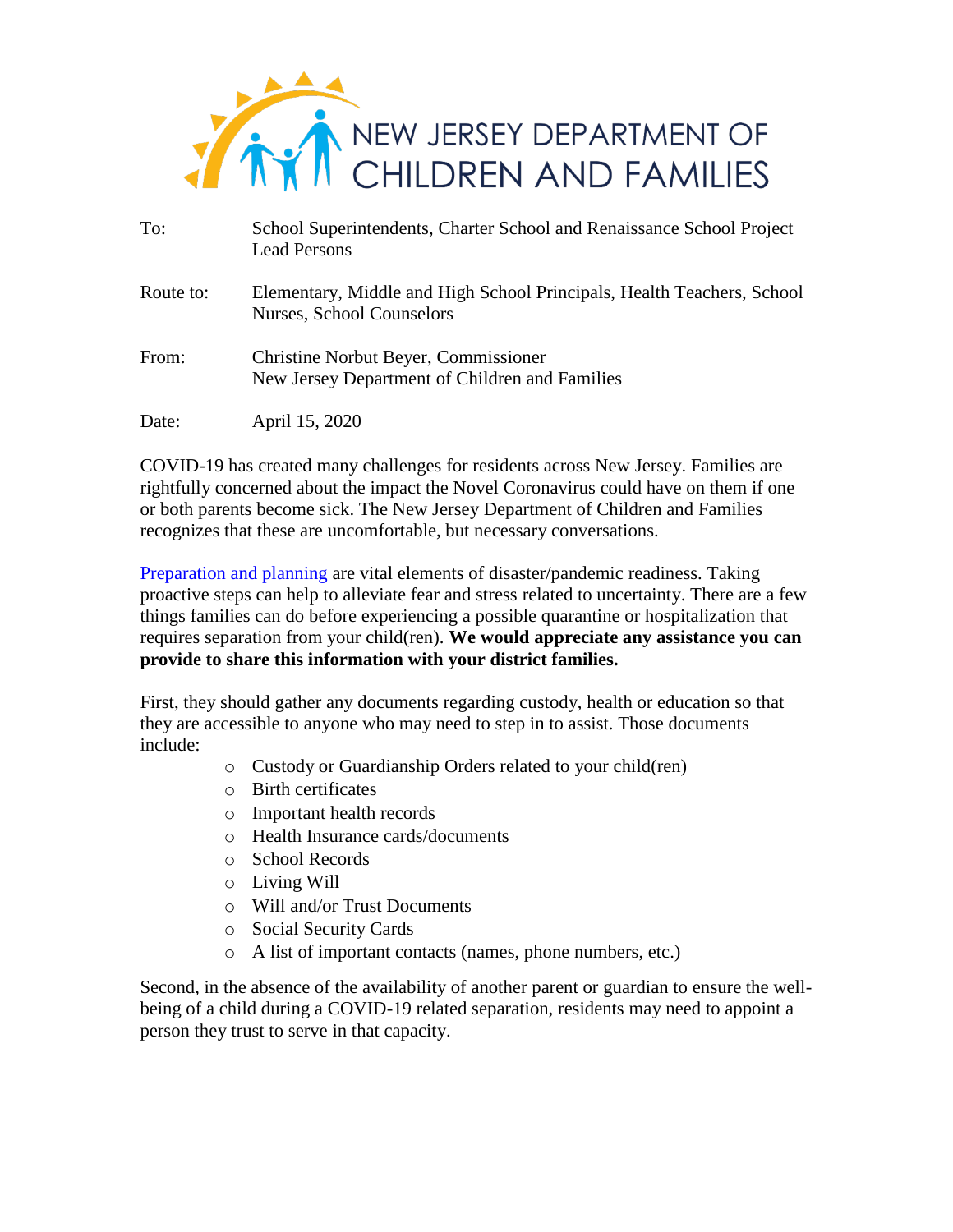# NEW JERSEY DEPARTMENT OF CHILDREN AND FAMILIES

| | |
|---|---|
| To: | School Superintendents, Charter School and Renaissance School Project Lead Persons |
| Route to: | Elementary, Middle and High School Principals, Health Teachers, School Nurses, School Counselors |
| From: | Christine Norbut Beyer, Commissioner<br>New Jersey Department of Children and Families |
| Date: | April 15, 2020 |

COVID-19 has created many challenges for residents across New Jersey. Families are rightfully concerned about the impact the Novel Coronavirus could have on them if one or both parents become sick. The New Jersey Department of Children and Families recognizes that these are uncomfortable, but necessary conversations.

Preparation and planning are vital elements of disaster/pandemic readiness. Taking proactive steps can help to alleviate fear and stress related to uncertainty. There are a few things families can do before experiencing a possible quarantine or hospitalization that requires separation from your child(ren). **We would appreciate any assistance you can provide to share this information with your district families.**

First, they should gather any documents regarding custody, health or education so that they are accessible to anyone who may need to step in to assist. Those documents include:

- Custody or Guardianship Orders related to your child(ren)
- Birth certificates
- Important health records
- Health Insurance cards/documents
- School Records
- Living Will
- Will and/or Trust Documents
- Social Security Cards
- A list of important contacts (names, phone numbers, etc.)

Second, in the absence of the availability of another parent or guardian to ensure the well-being of a child during a COVID-19 related separation, residents may need to appoint a person they trust to serve in that capacity.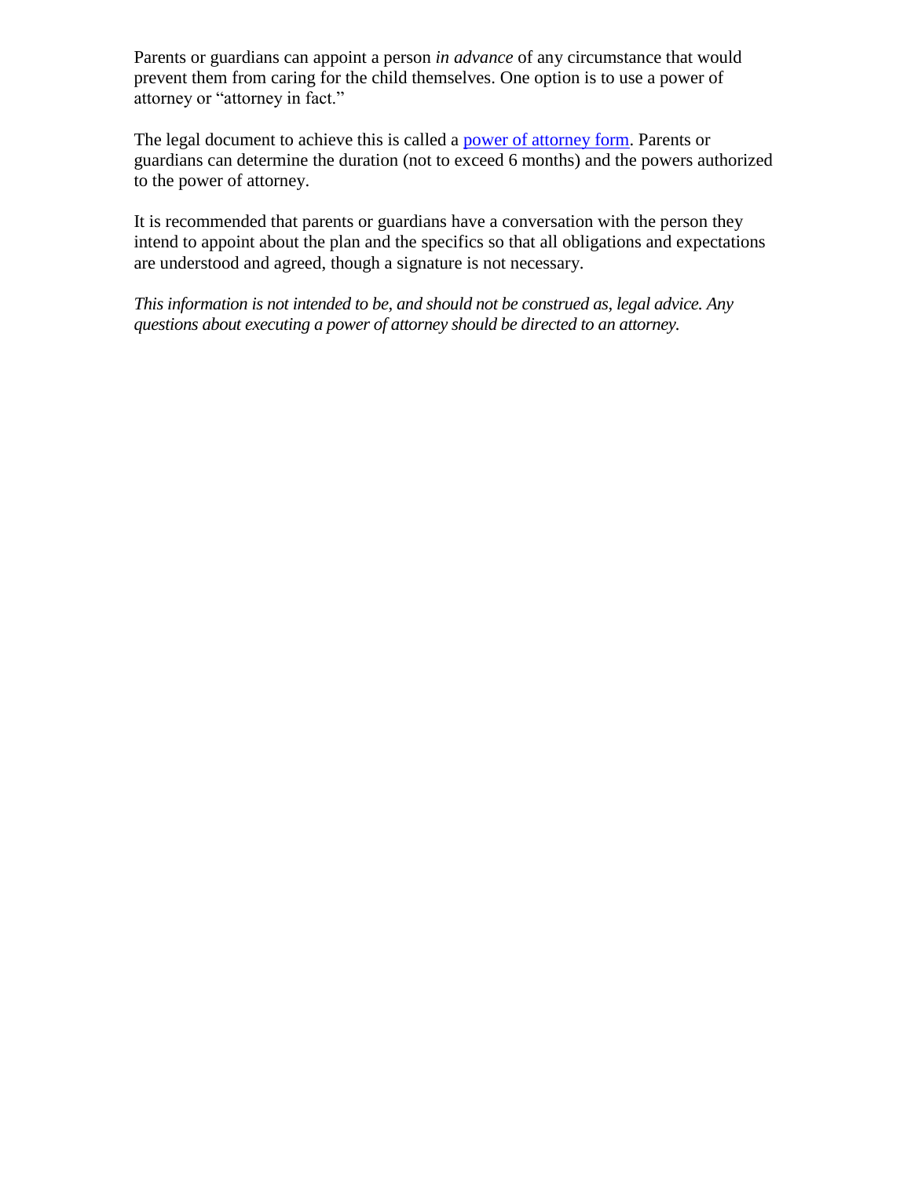Parents or guardians can appoint a person *in advance* of any circumstance that would prevent them from caring for the child themselves. One option is to use a power of attorney or "attorney in fact."

The legal document to achieve this is called a power of attorney form. Parents or guardians can determine the duration (not to exceed 6 months) and the powers authorized to the power of attorney.

It is recommended that parents or guardians have a conversation with the person they intend to appoint about the plan and the specifics so that all obligations and expectations are understood and agreed, though a signature is not necessary.

*This information is not intended to be, and should not be construed as, legal advice. Any questions about executing a power of attorney should be directed to an attorney.*